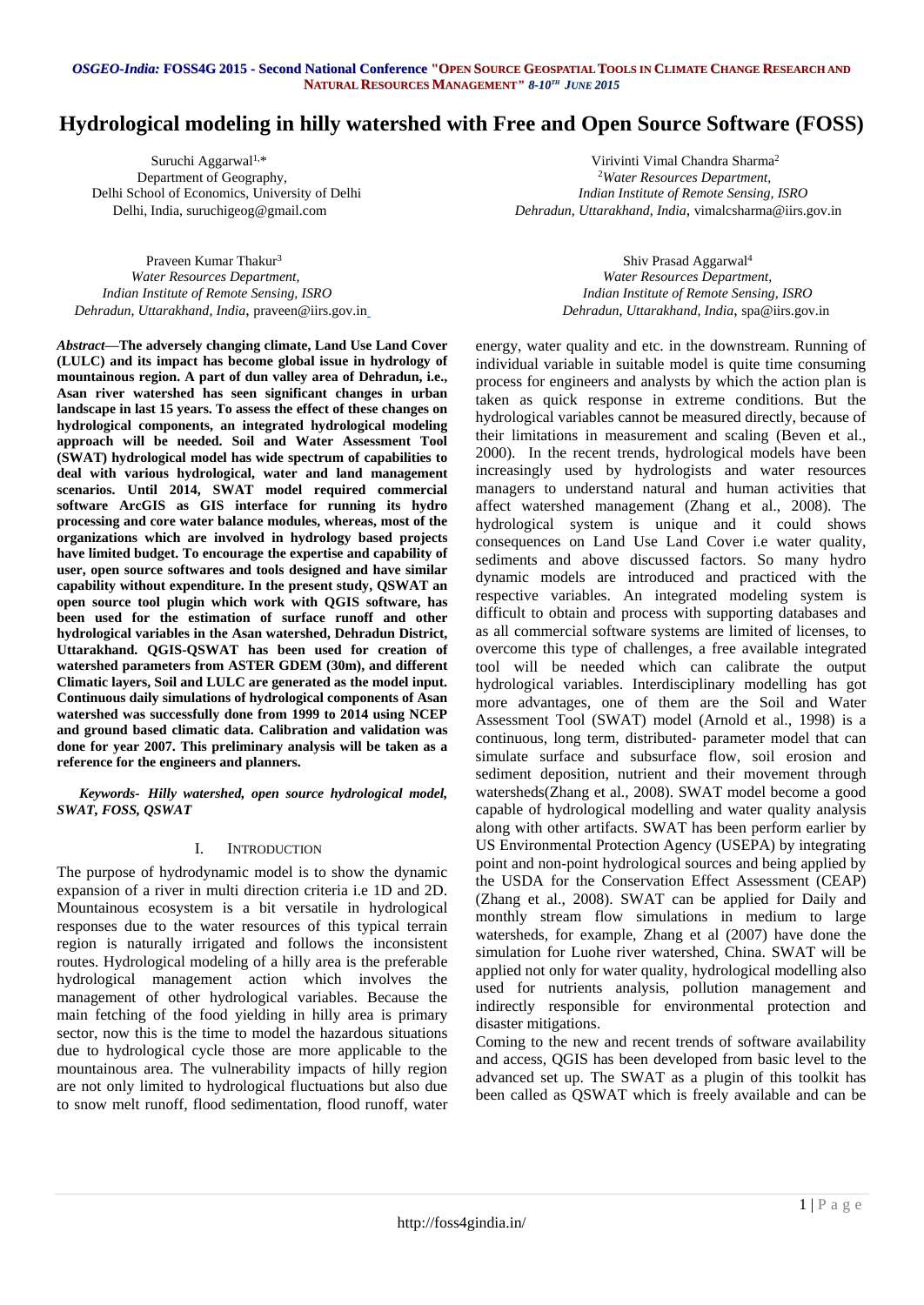# Hydrological modeling in hilly watershed with Free and Open Source Software (FOSS)

Suruchi Aggarwal[1,*]
Department of Geography,
Delhi School of Economics, University of Delhi
Delhi, India, suruchigeog@gmail.com

Virivinti Vimal Chandra Sharma[2]
[2]*Water Resources Department,*
*Indian Institute of Remote Sensing, ISRO*
*Dehradun, Uttarakhand, India*, vimalcsharma@iirs.gov.in

Praveen Kumar Thakur[3]
*Water Resources Department,*
*Indian Institute of Remote Sensing, ISRO*
*Dehradun, Uttarakhand, India*, praveen@iirs.gov.in

Shiv Prasad Aggarwal[4]
*Water Resources Department,*
*Indian Institute of Remote Sensing, ISRO*
*Dehradun, Uttarakhand, India*, spa@iirs.gov.in

***Abstract*—The adversely changing climate, Land Use Land Cover (LULC) and its impact has become global issue in hydrology of mountainous region. A part of dun valley area of Dehradun, i.e., Asan river watershed has seen significant changes in urban landscape in last 15 years. To assess the effect of these changes on hydrological components, an integrated hydrological modeling approach will be needed. Soil and Water Assessment Tool (SWAT) hydrological model has wide spectrum of capabilities to deal with various hydrological, water and land management scenarios. Until 2014, SWAT model required commercial software ArcGIS as GIS interface for running its hydro processing and core water balance modules, whereas, most of the organizations which are involved in hydrology based projects have limited budget. To encourage the expertise and capability of user, open source softwares and tools designed and have similar capability without expenditure. In the present study, QSWAT an open source tool plugin which work with QGIS software, has been used for the estimation of surface runoff and other hydrological variables in the Asan watershed, Dehradun District, Uttarakhand. QGIS-QSWAT has been used for creation of watershed parameters from ASTER GDEM (30m), and different Climatic layers, Soil and LULC are generated as the model input. Continuous daily simulations of hydrological components of Asan watershed was successfully done from 1999 to 2014 using NCEP and ground based climatic data. Calibration and validation was done for year 2007. This preliminary analysis will be taken as a reference for the engineers and planners.**

***Keywords- Hilly watershed, open source hydrological model, SWAT, FOSS, QSWAT***

## I. Introduction

The purpose of hydrodynamic model is to show the dynamic expansion of a river in multi direction criteria i.e 1D and 2D. Mountainous ecosystem is a bit versatile in hydrological responses due to the water resources of this typical terrain region is naturally irrigated and follows the inconsistent routes. Hydrological modeling of a hilly area is the preferable hydrological management action which involves the management of other hydrological variables. Because the main fetching of the food yielding in hilly area is primary sector, now this is the time to model the hazardous situations due to hydrological cycle those are more applicable to the mountainous area. The vulnerability impacts of hilly region are not only limited to hydrological fluctuations but also due to snow melt runoff, flood sedimentation, flood runoff, water energy, water quality and etc. in the downstream. Running of individual variable in suitable model is quite time consuming process for engineers and analysts by which the action plan is taken as quick response in extreme conditions. But the hydrological variables cannot be measured directly, because of their limitations in measurement and scaling (Beven et al., 2000). In the recent trends, hydrological models have been increasingly used by hydrologists and water resources managers to understand natural and human activities that affect watershed management (Zhang et al., 2008). The hydrological system is unique and it could shows consequences on Land Use Land Cover i.e water quality, sediments and above discussed factors. So many hydro dynamic models are introduced and practiced with the respective variables. An integrated modeling system is difficult to obtain and process with supporting databases and as all commercial software systems are limited of licenses, to overcome this type of challenges, a free available integrated tool will be needed which can calibrate the output hydrological variables. Interdisciplinary modelling has got more advantages, one of them are the Soil and Water Assessment Tool (SWAT) model (Arnold et al., 1998) is a continuous, long term, distributed- parameter model that can simulate surface and subsurface flow, soil erosion and sediment deposition, nutrient and their movement through watersheds(Zhang et al., 2008). SWAT model become a good capable of hydrological modelling and water quality analysis along with other artifacts. SWAT has been perform earlier by US Environmental Protection Agency (USEPA) by integrating point and non-point hydrological sources and being applied by the USDA for the Conservation Effect Assessment (CEAP) (Zhang et al., 2008). SWAT can be applied for Daily and monthly stream flow simulations in medium to large watersheds, for example, Zhang et al (2007) have done the simulation for Luohe river watershed, China. SWAT will be applied not only for water quality, hydrological modelling also used for nutrients analysis, pollution management and indirectly responsible for environmental protection and disaster mitigations.

Coming to the new and recent trends of software availability and access, QGIS has been developed from basic level to the advanced set up. The SWAT as a plugin of this toolkit has been called as QSWAT which is freely available and can be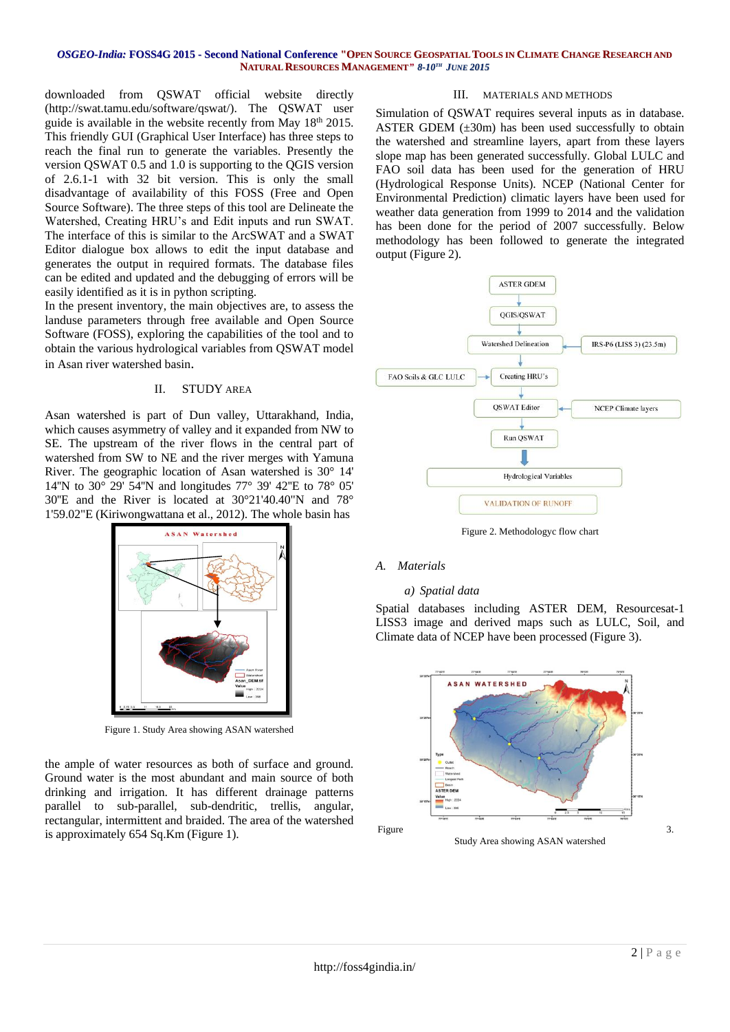downloaded from QSWAT official website directly (http://swat.tamu.edu/software/qswat/). The QSWAT user guide is available in the website recently from May 18th 2015. This friendly GUI (Graphical User Interface) has three steps to reach the final run to generate the variables. Presently the version QSWAT 0.5 and 1.0 is supporting to the QGIS version of 2.6.1-1 with 32 bit version. This is only the small disadvantage of availability of this FOSS (Free and Open Source Software). The three steps of this tool are Delineate the Watershed, Creating HRU's and Edit inputs and run SWAT. The interface of this is similar to the ArcSWAT and a SWAT Editor dialogue box allows to edit the input database and generates the output in required formats. The database files can be edited and updated and the debugging of errors will be easily identified as it is in python scripting.

In the present inventory, the main objectives are, to assess the landuse parameters through free available and Open Source Software (FOSS), exploring the capabilities of the tool and to obtain the various hydrological variables from QSWAT model in Asan river watershed basin.

## II. STUDY AREA

Asan watershed is part of Dun valley, Uttarakhand, India, which causes asymmetry of valley and it expanded from NW to SE. The upstream of the river flows in the central part of watershed from SW to NE and the river merges with Yamuna River. The geographic location of Asan watershed is 30° 14' 14"N to 30° 29' 54"N and longitudes 77° 39' 42"E to 78° 05' 30"E and the River is located at 30°21'40.40"N and 78° 1'59.02"E (Kiriwongwattana et al., 2012). The whole basin has the ample of water resources as both of surface and ground. Ground water is the most abundant and main source of both drinking and irrigation. It has different drainage patterns parallel to sub-parallel, sub-dendritic, trellis, angular, rectangular, intermittent and braided. The area of the watershed is approximately 654 Sq.Km (Figure 1).

Figure 1. Study Area showing ASAN watershed

## III. MATERIALS AND METHODS

Simulation of QSWAT requires several inputs as in database. ASTER GDEM (±30m) has been used successfully to obtain the watershed and streamline layers, apart from these layers slope map has been generated successfully. Global LULC and FAO soil data has been used for the generation of HRU (Hydrological Response Units). NCEP (National Center for Environmental Prediction) climatic layers have been used for weather data generation from 1999 to 2014 and the validation has been done for the period of 2007 successfully. Below methodology has been followed to generate the integrated output (Figure 2).

Figure 2. Methodologyc flow chart

### A. Materials

#### a) Spatial data

Spatial databases including ASTER DEM, Resourcesat-1 LISS3 image and derived maps such as LULC, Soil, and Climate data of NCEP have been processed (Figure 3).

Figure 3. Study Area showing ASAN watershed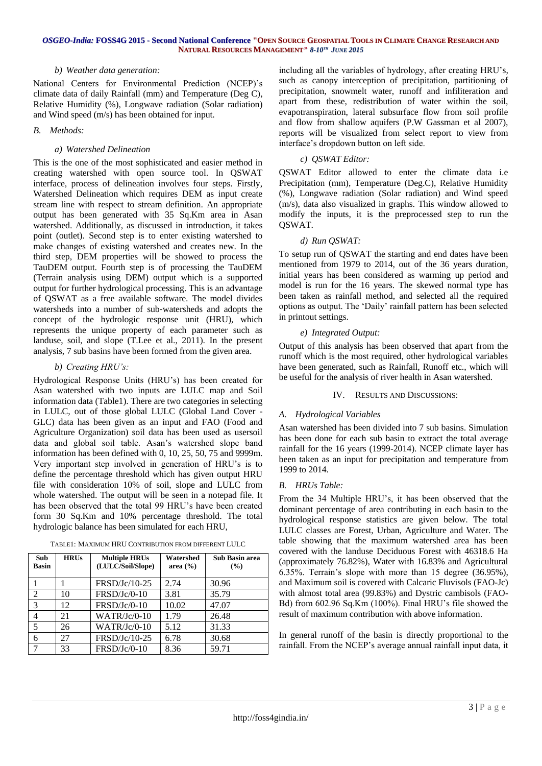*b) Weather data generation:*

National Centers for Environmental Prediction (NCEP)'s climate data of daily Rainfall (mm) and Temperature (Deg C), Relative Humidity (%), Longwave radiation (Solar radiation) and Wind speed (m/s) has been obtained for input.

## *B. Methods:*

*a) Watershed Delineation*

This is the one of the most sophisticated and easier method in creating watershed with open source tool. In QSWAT interface, process of delineation involves four steps. Firstly, Watershed Delineation which requires DEM as input create stream line with respect to stream definition. An appropriate output has been generated with 35 Sq.Km area in Asan watershed. Additionally, as discussed in introduction, it takes point (outlet). Second step is to enter existing watershed to make changes of existing watershed and creates new. In the third step, DEM properties will be showed to process the TauDEM output. Fourth step is of processing the TauDEM (Terrain analysis using DEM) output which is a supported output for further hydrological processing. This is an advantage of QSWAT as a free available software. The model divides watersheds into a number of sub-watersheds and adopts the concept of the hydrologic response unit (HRU), which represents the unique property of each parameter such as landuse, soil, and slope (T.Lee et al., 2011). In the present analysis, 7 sub basins have been formed from the given area.

*b) Creating HRU's:*

Hydrological Response Units (HRU's) has been created for Asan watershed with two inputs are LULC map and Soil information data (Table1). There are two categories in selecting in LULC, out of those global LULC (Global Land Cover - GLC) data has been given as an input and FAO (Food and Agriculture Organization) soil data has been used as usersoil data and global soil table. Asan's watershed slope band information has been defined with 0, 10, 25, 50, 75 and 9999m. Very important step involved in generation of HRU's is to define the percentage threshold which has given output HRU file with consideration 10% of soil, slope and LULC from whole watershed. The output will be seen in a notepad file. It has been observed that the total 99 HRU's have been created form 30 Sq.Km and 10% percentage threshold. The total hydrologic balance has been simulated for each HRU, including all the variables of hydrology, after creating HRU's, such as canopy interception of precipitation, partitioning of precipitation, snowmelt water, runoff and infilteration and apart from these, redistribution of water within the soil, evapotranspiration, lateral subsurface flow from soil profile and flow from shallow aquifers (P.W Gassman et al 2007), reports will be visualized from select report to view from interface's dropdown button on left side.

TABLE1: MAXIMUM HRU CONTRIBUTION FROM DIFFERENT LULC

| Sub Basin | HRUs | Multiple HRUs (LULC/Soil/Slope) | Watershed area (%) | Sub Basin area (%) |
|---|---|---|---|---|
| 1 | 1 | FRSD/Jc/10-25 | 2.74 | 30.96 |
| 2 | 10 | FRSD/Jc/0-10 | 3.81 | 35.79 |
| 3 | 12 | FRSD/Jc/0-10 | 10.02 | 47.07 |
| 4 | 21 | WATR/Jc/0-10 | 1.79 | 26.48 |
| 5 | 26 | WATR/Jc/0-10 | 5.12 | 31.33 |
| 6 | 27 | FRSD/Jc/10-25 | 6.78 | 30.68 |
| 7 | 33 | FRSD/Jc/0-10 | 8.36 | 59.71 |

*c) QSWAT Editor:*

QSWAT Editor allowed to enter the climate data i.e Precipitation (mm), Temperature (Deg.C), Relative Humidity (%), Longwave radiation (Solar radiation) and Wind speed (m/s), data also visualized in graphs. This window allowed to modify the inputs, it is the preprocessed step to run the QSWAT.

*d) Run QSWAT:*

To setup run of QSWAT the starting and end dates have been mentioned from 1979 to 2014, out of the 36 years duration, initial years has been considered as warming up period and model is run for the 16 years. The skewed normal type has been taken as rainfall method, and selected all the required options as output. The 'Daily' rainfall pattern has been selected in printout settings.

*e) Integrated Output:*

Output of this analysis has been observed that apart from the runoff which is the most required, other hydrological variables have been generated, such as Rainfall, Runoff etc., which will be useful for the analysis of river health in Asan watershed.

# IV. RESULTS AND DISCUSSIONS:

## *A. Hydrological Variables*

Asan watershed has been divided into 7 sub basins. Simulation has been done for each sub basin to extract the total average rainfall for the 16 years (1999-2014). NCEP climate layer has been taken as an input for precipitation and temperature from 1999 to 2014.

## *B. HRUs Table:*

From the 34 Multiple HRU's, it has been observed that the dominant percentage of area contributing in each basin to the hydrological response statistics are given below. The total LULC classes are Forest, Urban, Agriculture and Water. The table showing that the maximum watershed area has been covered with the landuse Deciduous Forest with 46318.6 Ha (approximately 76.82%), Water with 16.83% and Agricultural 6.35%. Terrain's slope with more than 15 degree (36.95%), and Maximum soil is covered with Calcaric Fluvisols (FAO-Jc) with almost total area (99.83%) and Dystric cambisols (FAO-Bd) from 602.96 Sq.Km (100%). Final HRU's file showed the result of maximum contribution with above information.

In general runoff of the basin is directly proportional to the rainfall. From the NCEP's average annual rainfall input data, it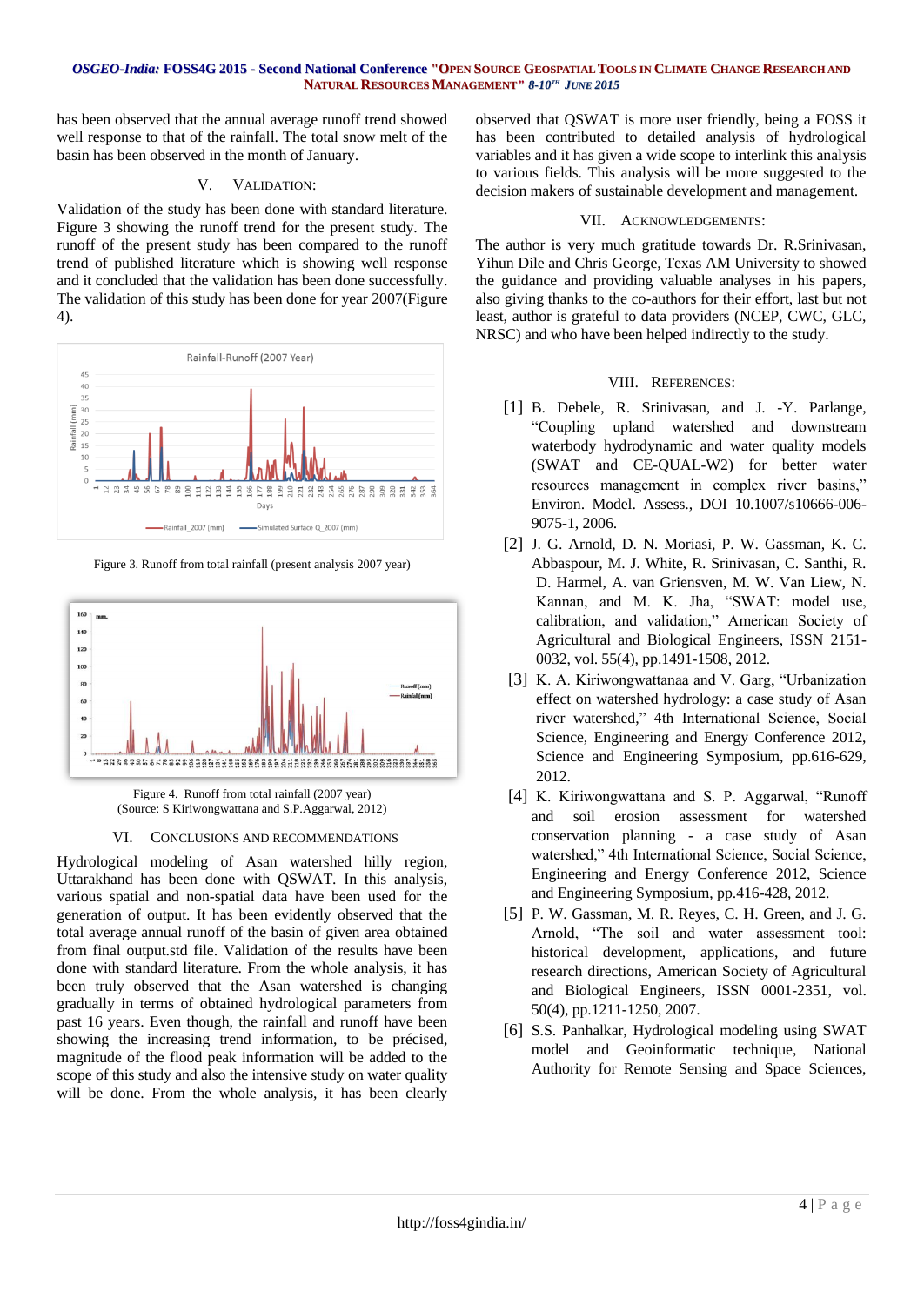has been observed that the annual average runoff trend showed well response to that of the rainfall. The total snow melt of the basin has been observed in the month of January.

## V. VALIDATION:

Validation of the study has been done with standard literature. Figure 3 showing the runoff trend for the present study. The runoff of the present study has been compared to the runoff trend of published literature which is showing well response and it concluded that the validation has been done successfully. The validation of this study has been done for year 2007(Figure 4).

Figure 3. Runoff from total rainfall (present analysis 2007 year)

Figure 4. Runoff from total rainfall (2007 year)
(Source: S Kiriwongwattana and S.P.Aggarwal, 2012)

## VI. CONCLUSIONS AND RECOMMENDATIONS

Hydrological modeling of Asan watershed hilly region, Uttarakhand has been done with QSWAT. In this analysis, various spatial and non-spatial data have been used for the generation of output. It has been evidently observed that the total average annual runoff of the basin of given area obtained from final output.std file. Validation of the results have been done with standard literature. From the whole analysis, it has been truly observed that the Asan watershed is changing gradually in terms of obtained hydrological parameters from past 16 years. Even though, the rainfall and runoff have been showing the increasing trend information, to be précised, magnitude of the flood peak information will be added to the scope of this study and also the intensive study on water quality will be done. From the whole analysis, it has been clearly observed that QSWAT is more user friendly, being a FOSS it has been contributed to detailed analysis of hydrological variables and it has given a wide scope to interlink this analysis to various fields. This analysis will be more suggested to the decision makers of sustainable development and management.

## VII. ACKNOWLEDGEMENTS:

The author is very much gratitude towards Dr. R.Srinivasan, Yihun Dile and Chris George, Texas AM University to showed the guidance and providing valuable analyses in his papers, also giving thanks to the co-authors for their effort, last but not least, author is grateful to data providers (NCEP, CWC, GLC, NRSC) and who have been helped indirectly to the study.

## VIII. REFERENCES:

[1] B. Debele, R. Srinivasan, and J. -Y. Parlange, "Coupling upland watershed and downstream waterbody hydrodynamic and water quality models (SWAT and CE-QUAL-W2) for better water resources management in complex river basins," Environ. Model. Assess., DOI 10.1007/s10666-006-9075-1, 2006.

[2] J. G. Arnold, D. N. Moriasi, P. W. Gassman, K. C. Abbaspour, M. J. White, R. Srinivasan, C. Santhi, R. D. Harmel, A. van Griensven, M. W. Van Liew, N. Kannan, and M. K. Jha, "SWAT: model use, calibration, and validation," American Society of Agricultural and Biological Engineers, ISSN 2151-0032, vol. 55(4), pp.1491-1508, 2012.

[3] K. A. Kiriwongwattanaa and V. Garg, "Urbanization effect on watershed hydrology: a case study of Asan river watershed," 4th International Science, Social Science, Engineering and Energy Conference 2012, Science and Engineering Symposium, pp.616-629, 2012.

[4] K. Kiriwongwattana and S. P. Aggarwal, "Runoff and soil erosion assessment for watershed conservation planning - a case study of Asan watershed," 4th International Science, Social Science, Engineering and Energy Conference 2012, Science and Engineering Symposium, pp.416-428, 2012.

[5] P. W. Gassman, M. R. Reyes, C. H. Green, and J. G. Arnold, "The soil and water assessment tool: historical development, applications, and future research directions, American Society of Agricultural and Biological Engineers, ISSN 0001-2351, vol. 50(4), pp.1211-1250, 2007.

[6] S.S. Panhalkar, Hydrological modeling using SWAT model and Geoinformatic technique, National Authority for Remote Sensing and Space Sciences,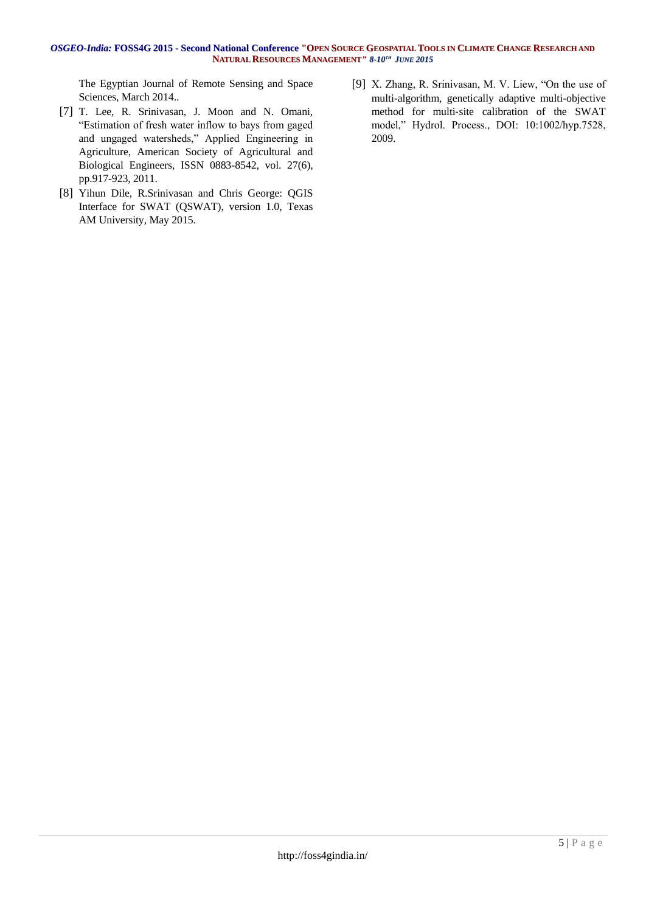The Egyptian Journal of Remote Sensing and Space Sciences, March 2014..

[7] T. Lee, R. Srinivasan, J. Moon and N. Omani, “Estimation of fresh water inflow to bays from gaged and ungaged watersheds,” Applied Engineering in Agriculture, American Society of Agricultural and Biological Engineers, ISSN 0883-8542, vol. 27(6), pp.917-923, 2011.

[8] Yihun Dile, R.Srinivasan and Chris George: QGIS Interface for SWAT (QSWAT), version 1.0, Texas AM University, May 2015.

[9] X. Zhang, R. Srinivasan, M. V. Liew, “On the use of multi-algorithm, genetically adaptive multi-objective method for multi-site calibration of the SWAT model,” Hydrol. Process., DOI: 10:1002/hyp.7528, 2009.